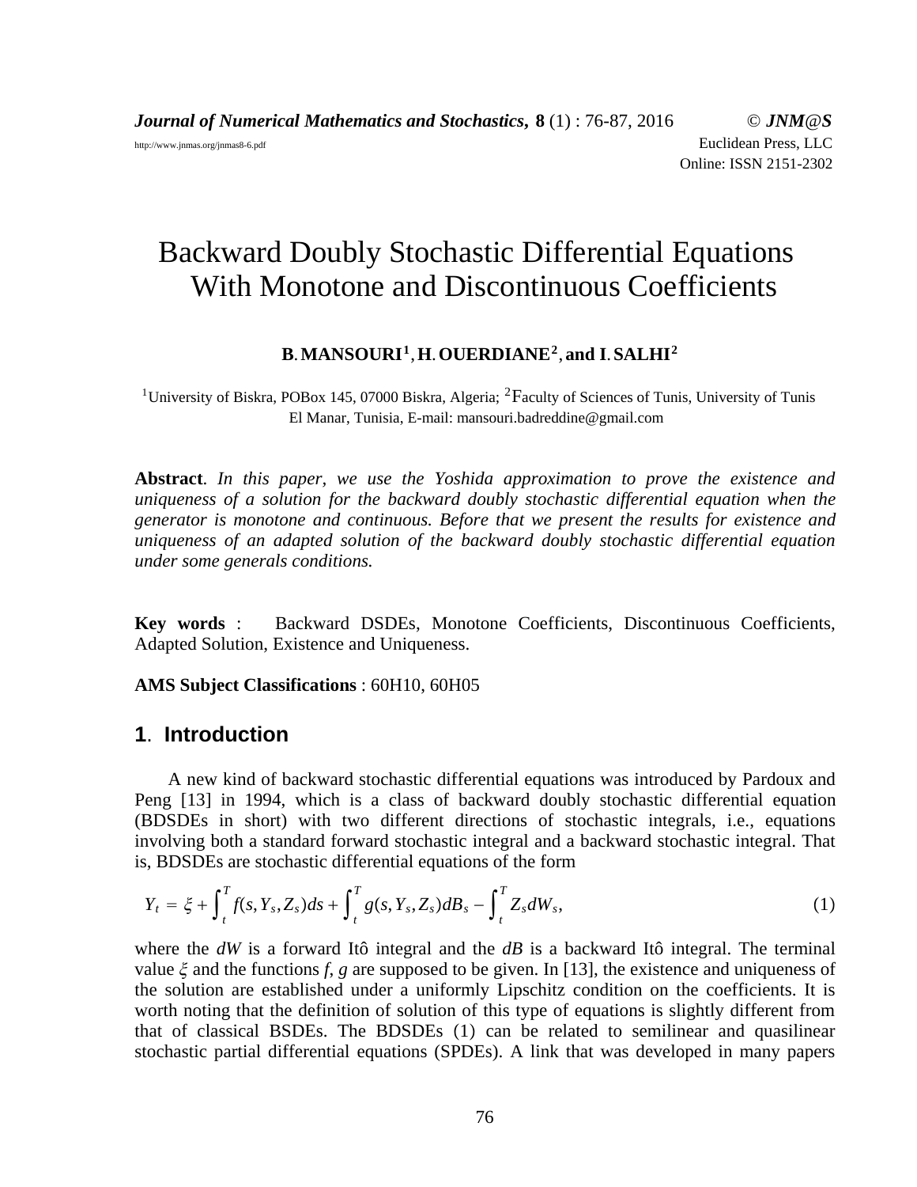# Backward Doubly Stochastic Differential Equations With Monotone and Discontinuous Coefficients

**B. MANSOURI[1], H. OUERDIANE[2], and I. SALHI[2]**

[1]University of Biskra, POBox 145, 07000 Biskra, Algeria; [2]Faculty of Sciences of Tunis, University of Tunis El Manar, Tunisia, E-mail: mansouri.badreddine@gmail.com

**Abstract**. *In this paper, we use the Yoshida approximation to prove the existence and uniqueness of a solution for the backward doubly stochastic differential equation when the generator is monotone and continuous. Before that we present the results for existence and uniqueness of an adapted solution of the backward doubly stochastic differential equation under some generals conditions.*

**Key words** : Backward DSDEs, Monotone Coefficients, Discontinuous Coefficients, Adapted Solution, Existence and Uniqueness.

**AMS Subject Classifications** : 60H10, 60H05

## 1. Introduction

A new kind of backward stochastic differential equations was introduced by Pardoux and Peng [13] in 1994, which is a class of backward doubly stochastic differential equation (BDSDEs in short) with two different directions of stochastic integrals, i.e., equations involving both a standard forward stochastic integral and a backward stochastic integral. That is, BDSDEs are stochastic differential equations of the form

$$Y_t = \xi + \int_t^T f(s, Y_s, Z_s)ds + \int_t^T g(s, Y_s, Z_s)dB_s - \int_t^T Z_s dW_s, \tag{1}$$

where the $dW$ is a forward Itô integral and the $dB$ is a backward Itô integral. The terminal value $\xi$ and the functions $f$, $g$ are supposed to be given. In [13], the existence and uniqueness of the solution are established under a uniformly Lipschitz condition on the coefficients. It is worth noting that the definition of solution of this type of equations is slightly different from that of classical BSDEs. The BDSDEs (1) can be related to semilinear and quasilinear stochastic partial differential equations (SPDEs). A link that was developed in many papers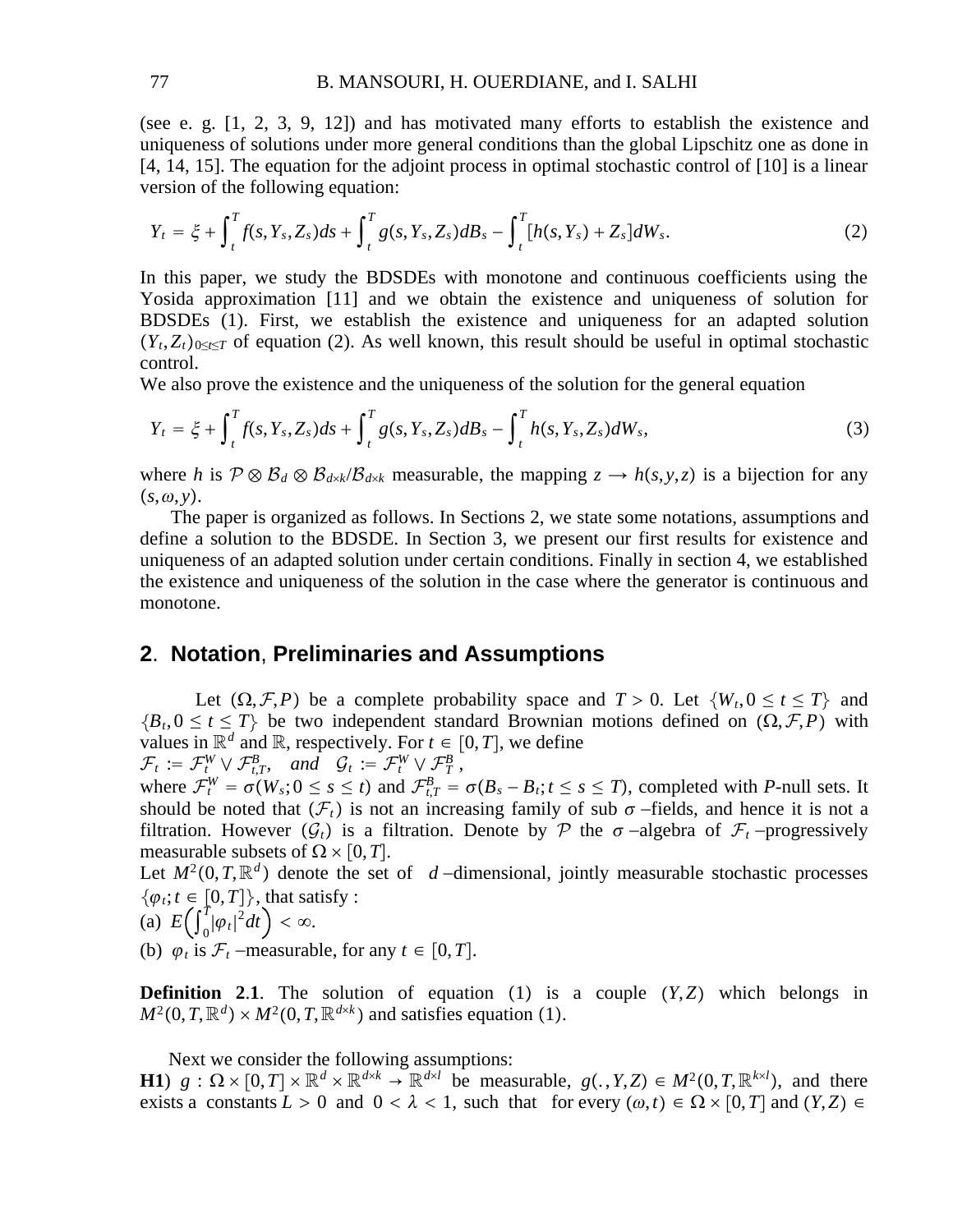(see e. g. [1, 2, 3, 9, 12]) and has motivated many efforts to establish the existence and uniqueness of solutions under more general conditions than the global Lipschitz one as done in [4, 14, 15]. The equation for the adjoint process in optimal stochastic control of [10] is a linear version of the following equation:

$$Y_t = \xi + \int_t^T f(s, Y_s, Z_s)ds + \int_t^T g(s, Y_s, Z_s)dB_s - \int_t^T [h(s, Y_s) + Z_s]dW_s. \tag{2}$$

In this paper, we study the BDSDEs with monotone and continuous coefficients using the Yosida approximation [11] and we obtain the existence and uniqueness of solution for BDSDEs (1). First, we establish the existence and uniqueness for an adapted solution $(Y_t, Z_t)_{0 \le t \le T}$ of equation (2). As well known, this result should be useful in optimal stochastic control.

We also prove the existence and the uniqueness of the solution for the general equation

$$Y_t = \xi + \int_t^T f(s, Y_s, Z_s)ds + \int_t^T g(s, Y_s, Z_s)dB_s - \int_t^T h(s, Y_s, Z_s)dW_s, \tag{3}$$

where $h$ is $\mathcal{P} \otimes \mathcal{B}_d \otimes \mathcal{B}_{d\times k}/\mathcal{B}_{d\times k}$ measurable, the mapping $z \to h(s, y, z)$ is a bijection for any $(s, \omega, y)$.

The paper is organized as follows. In Sections 2, we state some notations, assumptions and define a solution to the BDSDE. In Section 3, we present our first results for existence and uniqueness of an adapted solution under certain conditions. Finally in section 4, we established the existence and uniqueness of the solution in the case where the generator is continuous and monotone.

## 2. Notation, Preliminaries and Assumptions

Let $(\Omega, \mathcal{F}, P)$ be a complete probability space and $T > 0$. Let $\{W_t, 0 \le t \le T\}$ and $\{B_t, 0 \le t \le T\}$ be two independent standard Brownian motions defined on $(\Omega, \mathcal{F}, P)$ with values in $\mathbb{R}^d$ and $\mathbb{R}$, respectively. For $t \in [0, T]$, we define

$\mathcal{F}_t := \mathcal{F}_t^W \vee \mathcal{F}_{t,T}^B$, *and* $\mathcal{G}_t := \mathcal{F}_t^W \vee \mathcal{F}_T^B$ ,

where $\mathcal{F}_t^W = \sigma(W_s; 0 \le s \le t)$ and $\mathcal{F}_{t,T}^B = \sigma(B_s - B_t; t \le s \le T)$, completed with $P$-null sets. It should be noted that $(\mathcal{F}_t)$ is not an increasing family of sub $\sigma$ –fields, and hence it is not a filtration. However $(\mathcal{G}_t)$ is a filtration. Denote by $\mathcal{P}$ the $\sigma$ –algebra of $\mathcal{F}_t$ –progressively measurable subsets of $\Omega \times [0, T]$.

Let $M^2(0, T, \mathbb{R}^d)$ denote the set of $d$ –dimensional, jointly measurable stochastic processes $\{\varphi_t; t \in [0, T]\}$, that satisfy :

(a) $E\left(\int_0^T |\varphi_t|^2 dt\right) < \infty$.

(b) $\varphi_t$ is $\mathcal{F}_t$ –measurable, for any $t \in [0, T]$.

**Definition 2.1**. The solution of equation (1) is a couple $(Y, Z)$ which belongs in $M^2(0, T, \mathbb{R}^d) \times M^2(0, T, \mathbb{R}^{d\times k})$ and satisfies equation (1).

Next we consider the following assumptions:

**H1**) $g : \Omega \times [0, T] \times \mathbb{R}^d \times \mathbb{R}^{d\times k} \to \mathbb{R}^{d\times l}$ be measurable, $g(.,.,Y, Z) \in M^2(0, T, \mathbb{R}^{k\times l})$, and there exists a constants $L > 0$ and $0 < \lambda < 1$, such that for every $(\omega, t) \in \Omega \times [0, T]$ and $(Y, Z) \in$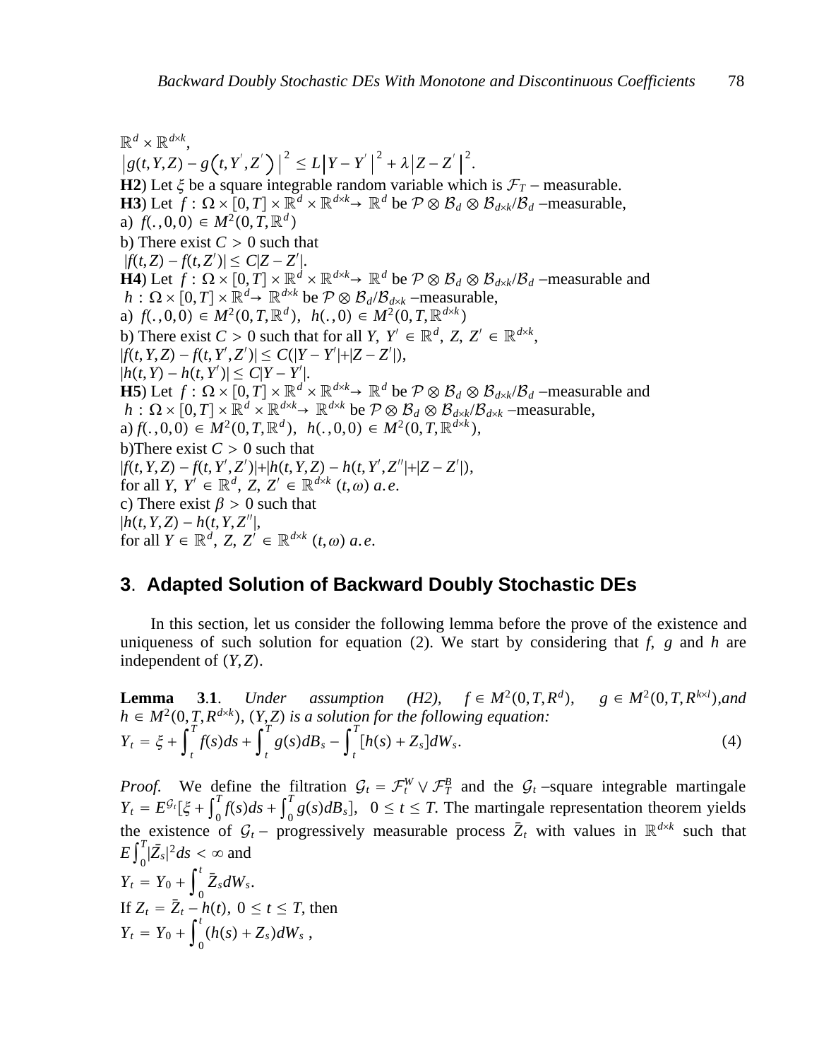$\mathbb{R}^d \times \mathbb{R}^{d\times k}$,

$\left|g(t,Y,Z) - g\left(t,Y^{'},Z^{'}\right)\right|^2 \leq L\left|Y - Y^{'}\right|^2 + \lambda\left|Z - Z^{'}\right|^2.$

**H2**) Let $\xi$ be a square integrable random variable which is $\mathcal{F}_T$ – measurable.

**H3**) Let $f : \Omega \times [0,T] \times \mathbb{R}^d \times \mathbb{R}^{d\times k} \to \mathbb{R}^d$ be $\mathcal{P} \otimes \mathcal{B}_d \otimes \mathcal{B}_{d\times k}/\mathcal{B}_d$ –measurable,

a) $f(.,0,0) \in M^2(0,T,\mathbb{R}^d)$

b) There exist $C > 0$ such that

$|f(t,Z) - f(t,Z')| \leq C|Z - Z'|$.

**H4**) Let $f : \Omega \times [0,T] \times \mathbb{R}^d \times \mathbb{R}^{d\times k} \to \mathbb{R}^d$ be $\mathcal{P} \otimes \mathcal{B}_d \otimes \mathcal{B}_{d\times k}/\mathcal{B}_d$ –measurable and $h : \Omega \times [0,T] \times \mathbb{R}^d \to \mathbb{R}^{d\times k}$ be $\mathcal{P} \otimes \mathcal{B}_d/\mathcal{B}_{d\times k}$ –measurable,

a) $f(.,0,0) \in M^2(0,T,\mathbb{R}^d)$, $h(.,0) \in M^2(0,T,\mathbb{R}^{d\times k})$

b) There exist $C > 0$ such that for all $Y,\ Y' \in \mathbb{R}^d,\ Z,\ Z' \in \mathbb{R}^{d\times k}$,

$|f(t,Y,Z) - f(t,Y',Z')| \leq C(|Y - Y'|+|Z - Z'|)$,

$|h(t,Y) - h(t,Y')| \leq C|Y - Y'|$.

**H5**) Let $f : \Omega \times [0,T] \times \mathbb{R}^d \times \mathbb{R}^{d\times k} \to \mathbb{R}^d$ be $\mathcal{P} \otimes \mathcal{B}_d \otimes \mathcal{B}_{d\times k}/\mathcal{B}_d$ –measurable and $h : \Omega \times [0,T] \times \mathbb{R}^d \times \mathbb{R}^{d\times k} \to \mathbb{R}^{d\times k}$ be $\mathcal{P} \otimes \mathcal{B}_d \otimes \mathcal{B}_{d\times k}/\mathcal{B}_{d\times k}$ –measurable,

a) $f(.,0,0) \in M^2(0,T,\mathbb{R}^d)$, $h(.,0,0) \in M^2(0,T,\mathbb{R}^{d\times k})$,

b)There exist $C > 0$ such that

$|f(t,Y,Z) - f(t,Y',Z')|+|h(t,Y,Z) - h(t,Y',Z''|+|Z - Z'|)$,

for all $Y,\ Y' \in \mathbb{R}^d,\ Z,\ Z' \in \mathbb{R}^{d\times k}\ (t,\omega)\ a.e.$

c) There exist $\beta > 0$ such that

$|h(t,Y,Z) - h(t,Y,Z''|$,

for all $Y \in \mathbb{R}^d,\ Z,\ Z' \in \mathbb{R}^{d\times k}\ (t,\omega)\ a.e.$

## 3. Adapted Solution of Backward Doubly Stochastic DEs

In this section, let us consider the following lemma before the prove of the existence and uniqueness of such solution for equation (2). We start by considering that $f$, $g$ and $h$ are independent of $(Y,Z)$.

**Lemma 3.1**. *Under assumption (H2), $f \in M^2(0,T,R^d)$, $g \in M^2(0,T,R^{k\times l})$, and $h \in M^2(0,T,R^{d\times k})$, $(Y,Z)$ is a solution for the following equation:*

$$Y_t = \xi + \int_t^T f(s)ds + \int_t^T g(s)dB_s - \int_t^T [h(s) + Z_s]dW_s. \tag{4}$$

*Proof.* We define the filtration $\mathcal{G}_t = \mathcal{F}_t^W \vee \mathcal{F}_T^B$ and the $\mathcal{G}_t$ –square integrable martingale $Y_t = E^{\mathcal{G}_t}[\xi + \int_0^T f(s)ds + \int_0^T g(s)dB_s]$, $0 \leq t \leq T$. The martingale representation theorem yields the existence of $\mathcal{G}_t$– progressively measurable process $\bar{Z}_t$ with values in $\mathbb{R}^{d\times k}$ such that $E\int_0^T |\bar{Z}_s|^2 ds < \infty$ and

$$Y_t = Y_0 + \int_0^t \bar{Z}_s dW_s.$$

If $Z_t = \bar{Z}_t - h(t)$, $0 \leq t \leq T$, then

$$Y_t = Y_0 + \int_0^t (h(s) + Z_s)dW_s\ ,$$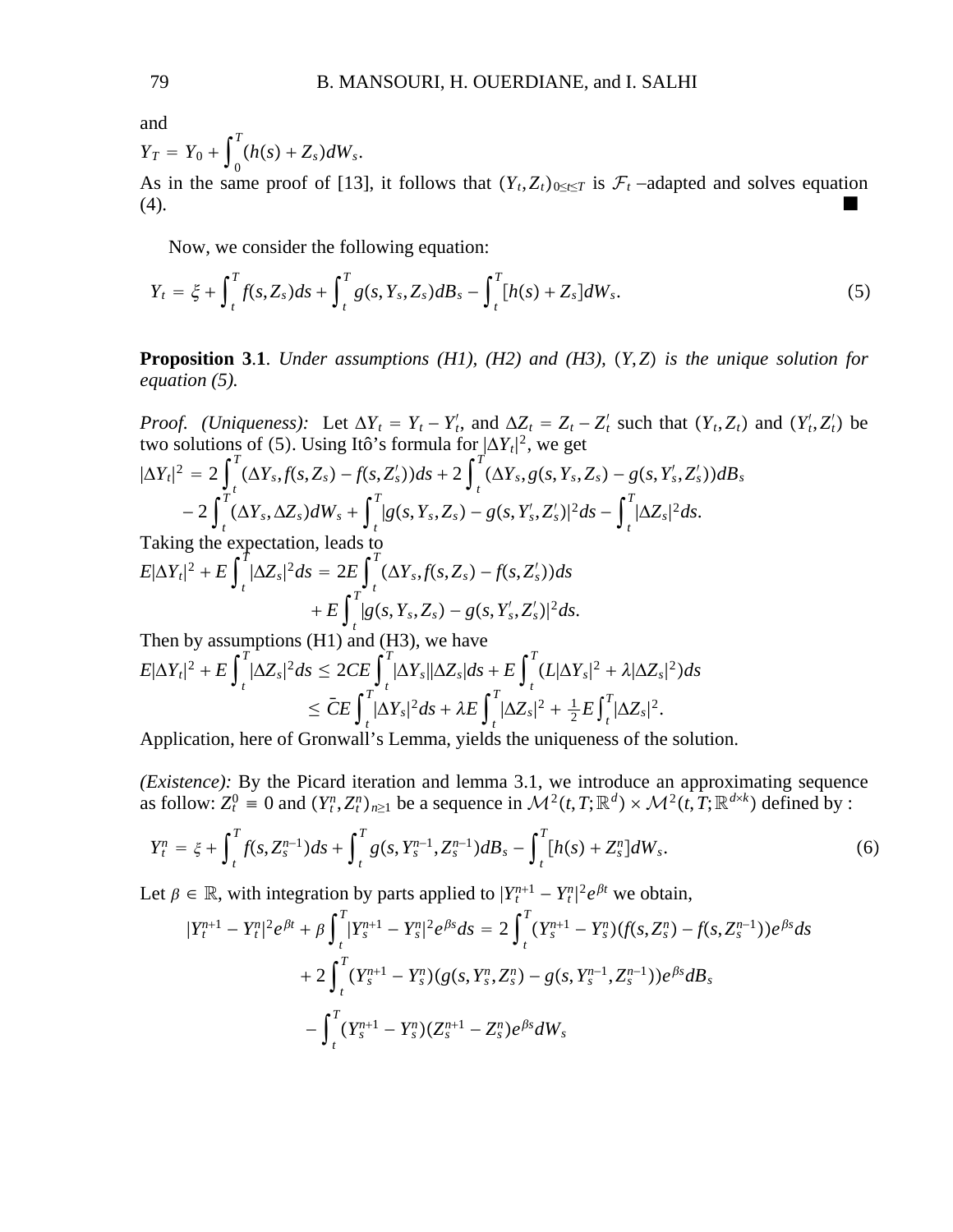and

$$Y_T = Y_0 + \int_0^T (h(s) + Z_s) dW_s.$$

As in the same proof of [13], it follows that $(Y_t, Z_t)_{0 \le t \le T}$ is $\mathcal{F}_t$ –adapted and solves equation (4). ■

Now, we consider the following equation:

$$Y_t = \xi + \int_t^T f(s, Z_s) ds + \int_t^T g(s, Y_s, Z_s) dB_s - \int_t^T [h(s) + Z_s] dW_s. \tag{5}$$

**Proposition 3.1**. *Under assumptions (H1), (H2) and (H3), $(Y, Z)$ is the unique solution for equation (5).*

*Proof. (Uniqueness):* Let $\Delta Y_t = Y_t - Y'_t$, and $\Delta Z_t = Z_t - Z'_t$ such that $(Y_t, Z_t)$ and $(Y'_t, Z'_t)$ be two solutions of (5). Using Itô's formula for $|\Delta Y_t|^2$, we get

$$\begin{aligned}
|\Delta Y_t|^2 &= 2\int_t^T (\Delta Y_s, f(s, Z_s) - f(s, Z'_s)) ds + 2\int_t^T (\Delta Y_s, g(s, Y_s, Z_s) - g(s, Y'_s, Z'_s)) dB_s \\
&\quad - 2\int_t^T (\Delta Y_s, \Delta Z_s) dW_s + \int_t^T |g(s, Y_s, Z_s) - g(s, Y'_s, Z'_s)|^2 ds - \int_t^T |\Delta Z_s|^2 ds.
\end{aligned}$$

Taking the expectation, leads to

$$\begin{aligned}
E|\Delta Y_t|^2 + E\int_t^T |\Delta Z_s|^2 ds &= 2E\int_t^T (\Delta Y_s, f(s, Z_s) - f(s, Z'_s)) ds \\
&\quad + E\int_t^T |g(s, Y_s, Z_s) - g(s, Y'_s, Z'_s)|^2 ds.
\end{aligned}$$

Then by assumptions (H1) and (H3), we have

$$\begin{aligned}
E|\Delta Y_t|^2 + E\int_t^T |\Delta Z_s|^2 ds &\le 2CE\int_t^T |\Delta Y_s||\Delta Z_s| ds + E\int_t^T (L|\Delta Y_s|^2 + \lambda |\Delta Z_s|^2) ds \\
&\le \bar{C}E\int_t^T |\Delta Y_s|^2 ds + \lambda E\int_t^T |\Delta Z_s|^2 + \tfrac{1}{2}E\int_t^T |\Delta Z_s|^2.
\end{aligned}$$

Application, here of Gronwall's Lemma, yields the uniqueness of the solution.

*(Existence):* By the Picard iteration and lemma 3.1, we introduce an approximating sequence as follow: $Z_t^0 \equiv 0$ and $(Y_t^n, Z_t^n)_{n \ge 1}$ be a sequence in $\mathcal{M}^2(t, T; \mathbb{R}^d) \times \mathcal{M}^2(t, T; \mathbb{R}^{d \times k})$ defined by :

$$Y_t^n = \xi + \int_t^T f(s, Z_s^{n-1}) ds + \int_t^T g(s, Y_s^{n-1}, Z_s^{n-1}) dB_s - \int_t^T [h(s) + Z_s^n] dW_s. \tag{6}$$

Let $\beta \in \mathbb{R}$, with integration by parts applied to $|Y_t^{n+1} - Y_t^n|^2 e^{\beta t}$ we obtain,

$$\begin{aligned}
|Y_t^{n+1} - Y_t^n|^2 e^{\beta t} + \beta \int_t^T |Y_s^{n+1} - Y_s^n|^2 e^{\beta s} ds &= 2\int_t^T (Y_s^{n+1} - Y_s^n)(f(s, Z_s^n) - f(s, Z_s^{n-1})) e^{\beta s} ds \\
&\quad + 2\int_t^T (Y_s^{n+1} - Y_s^n)(g(s, Y_s^n, Z_s^n) - g(s, Y_s^{n-1}, Z_s^{n-1})) e^{\beta s} dB_s \\
&\quad - \int_t^T (Y_s^{n+1} - Y_s^n)(Z_s^{n+1} - Z_s^n) e^{\beta s} dW_s
\end{aligned}$$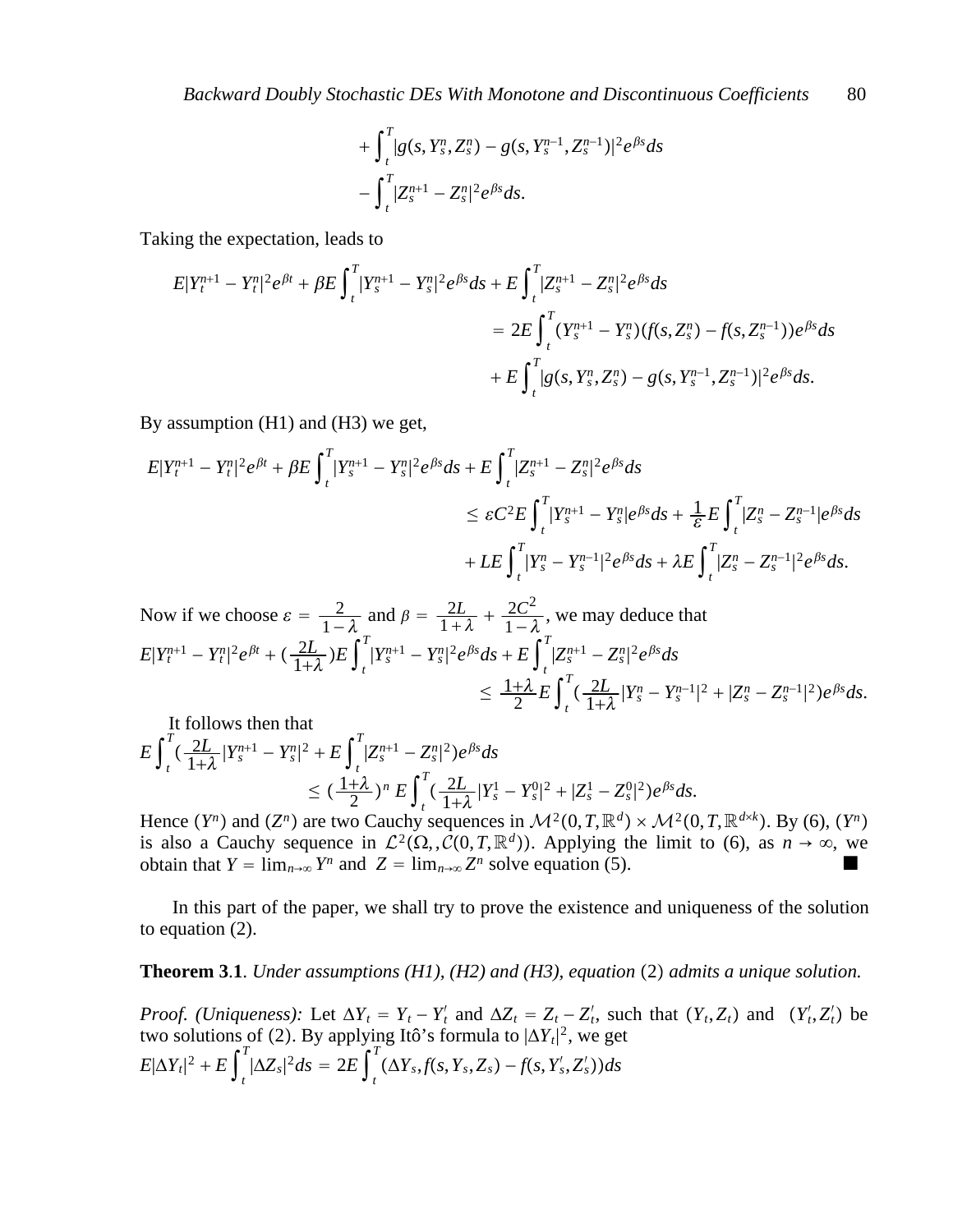$$
+\int_t^T |g(s,Y_s^n,Z_s^n) - g(s,Y_s^{n-1},Z_s^{n-1})|^2 e^{\beta s} ds
$$
$$
-\int_t^T |Z_s^{n+1} - Z_s^n|^2 e^{\beta s} ds.
$$

Taking the expectation, leads to

$$
\begin{aligned}
E|Y_t^{n+1} - Y_t^n|^2 e^{\beta t} + \beta E\int_t^T |Y_s^{n+1} - Y_s^n|^2 e^{\beta s} ds + E\int_t^T |Z_s^{n+1} - Z_s^n|^2 e^{\beta s} ds \\
= 2E\int_t^T (Y_s^{n+1} - Y_s^n)(f(s,Z_s^n) - f(s,Z_s^{n-1}))e^{\beta s} ds \\
+ E\int_t^T |g(s,Y_s^n,Z_s^n) - g(s,Y_s^{n-1},Z_s^{n-1})|^2 e^{\beta s} ds.
\end{aligned}
$$

By assumption (H1) and (H3) we get,

$$
\begin{aligned}
E|Y_t^{n+1} - Y_t^n|^2 e^{\beta t} + \beta E\int_t^T |Y_s^{n+1} - Y_s^n|^2 e^{\beta s} ds + E\int_t^T |Z_s^{n+1} - Z_s^n|^2 e^{\beta s} ds \\
\leq \varepsilon C^2 E\int_t^T |Y_s^{n+1} - Y_s^n| e^{\beta s} ds + \frac{1}{\varepsilon} E\int_t^T |Z_s^n - Z_s^{n-1}| e^{\beta s} ds \\
+ LE\int_t^T |Y_s^n - Y_s^{n-1}|^2 e^{\beta s} ds + \lambda E\int_t^T |Z_s^n - Z_s^{n-1}|^2 e^{\beta s} ds.
\end{aligned}
$$

Now if we choose $\varepsilon = \frac{2}{1-\lambda}$ and $\beta = \frac{2L}{1+\lambda} + \frac{2C^2}{1-\lambda}$, we may deduce that

$$
\begin{aligned}
E|Y_t^{n+1} - Y_t^n|^2 e^{\beta t} + \left(\tfrac{2L}{1+\lambda}\right) E\int_t^T |Y_s^{n+1} - Y_s^n|^2 e^{\beta s} ds + E\int_t^T |Z_s^{n+1} - Z_s^n|^2 e^{\beta s} ds \\
\leq \frac{1+\lambda}{2} E\int_t^T \left(\tfrac{2L}{1+\lambda}|Y_s^n - Y_s^{n-1}|^2 + |Z_s^n - Z_s^{n-1}|^2\right) e^{\beta s} ds.
\end{aligned}
$$

It follows then that

$$
\begin{aligned}
E\int_t^T \left(\tfrac{2L}{1+\lambda}|Y_s^{n+1} - Y_s^n|^2 + E\int_t^T |Z_s^{n+1} - Z_s^n|^2\right) e^{\beta s} ds \\
\leq \left(\tfrac{1+\lambda}{2}\right)^n E\int_t^T \left(\tfrac{2L}{1+\lambda}|Y_s^1 - Y_s^0|^2 + |Z_s^1 - Z_s^0|^2\right) e^{\beta s} ds.
\end{aligned}
$$

Hence $(Y^n)$ and $(Z^n)$ are two Cauchy sequences in $\mathcal{M}^2(0,T,\mathbb{R}^d) \times \mathcal{M}^2(0,T,\mathbb{R}^{d\times k})$. By (6), $(Y^n)$ is also a Cauchy sequence in $\mathcal{L}^2(\Omega,,\mathcal{C}(0,T,\mathbb{R}^d))$. Applying the limit to (6), as $n \to \infty$, we obtain that $Y = \lim_{n\to\infty} Y^n$ and $Z = \lim_{n\to\infty} Z^n$ solve equation (5). ■

In this part of the paper, we shall try to prove the existence and uniqueness of the solution to equation (2).

**Theorem 3.1**. *Under assumptions (H1), (H2) and (H3), equation* (2) *admits a unique solution.*

*Proof. (Uniqueness):* Let $\Delta Y_t = Y_t - Y_t'$ and $\Delta Z_t = Z_t - Z_t'$, such that $(Y_t, Z_t)$ and $(Y_t', Z_t')$ be two solutions of (2). By applying Itô's formula to $|\Delta Y_t|^2$, we get

$$
E|\Delta Y_t|^2 + E\int_t^T |\Delta Z_s|^2 ds = 2E\int_t^T (\Delta Y_s, f(s,Y_s,Z_s) - f(s,Y_s',Z_s'))ds
$$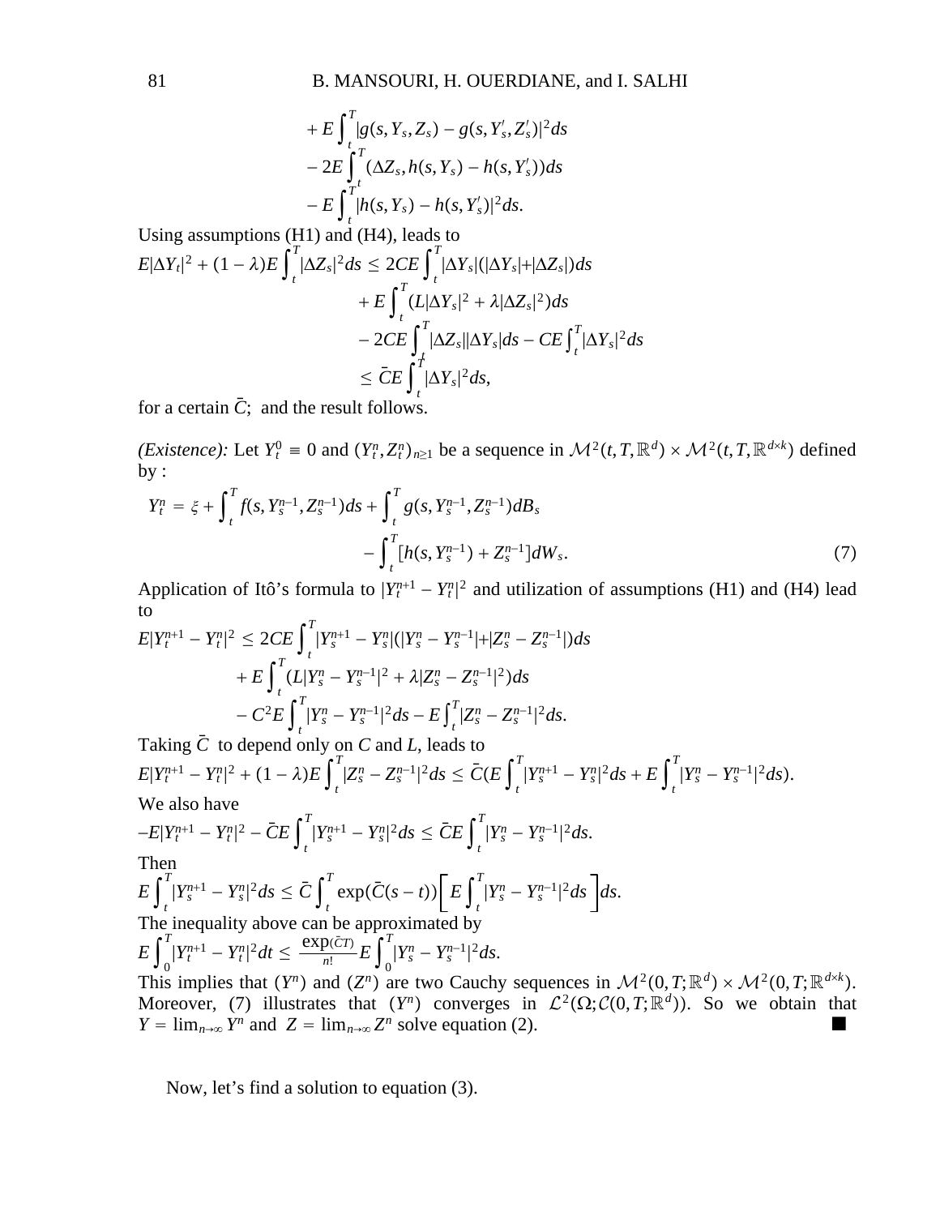$$
\begin{aligned}
&+ E\int_t^T |g(s,Y_s,Z_s) - g(s,Y_s',Z_s')|^2 ds \\
&- 2E\int_t^T (\Delta Z_s, h(s,Y_s) - h(s,Y_s'))ds \\
&- E\int_t^T |h(s,Y_s) - h(s,Y_s')|^2 ds.
\end{aligned}
$$

Using assumptions (H1) and (H4), leads to

$$
\begin{aligned}
E|\Delta Y_t|^2 + (1-\lambda)E\int_t^T |\Delta Z_s|^2 ds &\leq 2CE\int_t^T |\Delta Y_s|(|\Delta Y_s| + |\Delta Z_s|)ds \\
&+ E\int_t^T (L|\Delta Y_s|^2 + \lambda|\Delta Z_s|^2)ds \\
&- 2CE\int_t^T |\Delta Z_s||\Delta Y_s|ds - CE\int_t^T |\Delta Y_s|^2 ds \\
&\leq \bar{C}E\int_t^T |\Delta Y_s|^2 ds,
\end{aligned}
$$

for a certain $\bar{C}$; and the result follows.

*(Existence):* Let $Y_t^0 \equiv 0$ and $(Y_t^n, Z_t^n)_{n\geq 1}$ be a sequence in $\mathcal{M}^2(t,T,\mathbb{R}^d) \times \mathcal{M}^2(t,T,\mathbb{R}^{d\times k})$ defined by :

$$
\begin{aligned}
Y_t^n = \xi + \int_t^T f(s, Y_s^{n-1}, Z_s^{n-1})ds + \int_t^T g(s, Y_s^{n-1}, Z_s^{n-1})dB_s \\
- \int_t^T [h(s, Y_s^{n-1}) + Z_s^{n-1}]dW_s. \qquad (7)
\end{aligned}
$$

Application of Itô's formula to $|Y_t^{n+1} - Y_t^n|^2$ and utilization of assumptions (H1) and (H4) lead to

$$
\begin{aligned}
E|Y_t^{n+1} - Y_t^n|^2 &\leq 2CE\int_t^T |Y_s^{n+1} - Y_s^n|(|Y_s^n - Y_s^{n-1}| + |Z_s^n - Z_s^{n-1}|)ds \\
&+ E\int_t^T (L|Y_s^n - Y_s^{n-1}|^2 + \lambda|Z_s^n - Z_s^{n-1}|^2)ds \\
&- C^2E\int_t^T |Y_s^n - Y_s^{n-1}|^2 ds - E\int_t^T |Z_s^n - Z_s^{n-1}|^2 ds.
\end{aligned}
$$

Taking $\bar{C}$ to depend only on $C$ and $L$, leads to

$$
E|Y_t^{n+1} - Y_t^n|^2 + (1-\lambda)E\int_t^T |Z_s^n - Z_s^{n-1}|^2 ds \leq \bar{C}(E\int_t^T |Y_s^{n+1} - Y_s^n|^2 ds + E\int_t^T |Y_s^n - Y_s^{n-1}|^2 ds).
$$

We also have

$$
-E|Y_t^{n+1} - Y_t^n|^2 - \bar{C}E\int_t^T |Y_s^{n+1} - Y_s^n|^2 ds \leq \bar{C}E\int_t^T |Y_s^n - Y_s^{n-1}|^2 ds.
$$

Then

$$
E\int_t^T |Y_s^{n+1} - Y_s^n|^2 ds \leq \bar{C}\int_t^T \exp(\bar{C}(s-t))\left[E\int_t^T |Y_s^n - Y_s^{n-1}|^2 ds\right]ds.
$$

The inequality above can be approximated by

$$
E\int_0^T |Y_t^{n+1} - Y_t^n|^2 dt \leq \frac{\exp(\bar{C}T)}{n!}E\int_0^T |Y_s^n - Y_s^{n-1}|^2 ds.
$$

This implies that $(Y^n)$ and $(Z^n)$ are two Cauchy sequences in $\mathcal{M}^2(0,T;\mathbb{R}^d) \times \mathcal{M}^2(0,T;\mathbb{R}^{d\times k})$. Moreover, (7) illustrates that $(Y^n)$ converges in $\mathcal{L}^2(\Omega;\mathcal{C}(0,T;\mathbb{R}^d))$. So we obtain that $Y = \lim_{n\to\infty} Y^n$ and $Z = \lim_{n\to\infty} Z^n$ solve equation (2). ■

Now, let's find a solution to equation (3).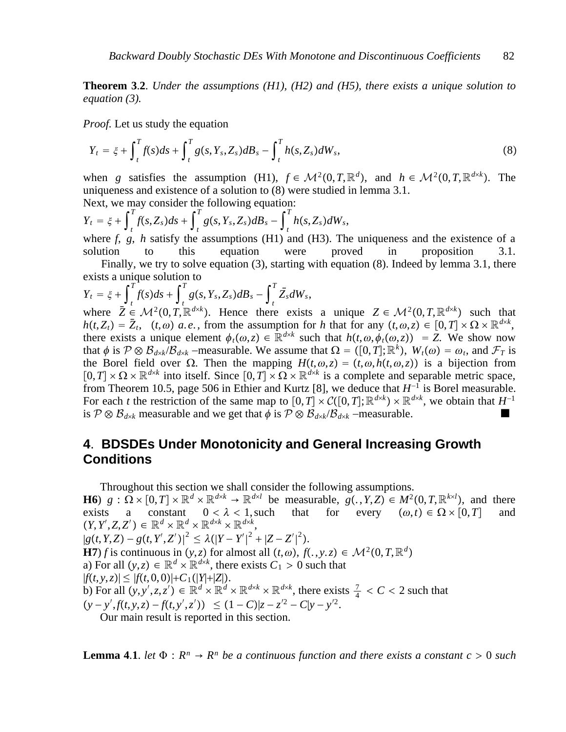**Theorem 3.2**. *Under the assumptions (H1), (H2) and (H5), there exists a unique solution to equation (3).*

*Proof.* Let us study the equation

$$Y_t = \xi + \int_t^T f(s)ds + \int_t^T g(s, Y_s, Z_s)dB_s - \int_t^T h(s, Z_s)dW_s, \tag{8}$$

when $g$ satisfies the assumption (H1), $f \in \mathcal{M}^2(0, T, \mathbb{R}^d)$, and $h \in \mathcal{M}^2(0, T, \mathbb{R}^{d\times k})$. The uniqueness and existence of a solution to (8) were studied in lemma 3.1.

Next, we may consider the following equation:

$Y_t = \xi + \int_t^T f(s, Z_s)ds + \int_t^T g(s, Y_s, Z_s)dB_s - \int_t^T h(s, Z_s)dW_s,$

where $f$, $g$, $h$ satisfy the assumptions (H1) and (H3). The uniqueness and the existence of a solution to this equation were proved in proposition 3.1.

Finally, we try to solve equation (3), starting with equation (8). Indeed by lemma 3.1, there exists a unique solution to

$Y_t = \xi + \int_t^T f(s)ds + \int_t^T g(s, Y_s, Z_s)dB_s - \int_t^T \bar{Z}_s dW_s,$

where $\bar{Z} \in \mathcal{M}^2(0, T, \mathbb{R}^{d\times k})$. Hence there exists a unique $Z \in \mathcal{M}^2(0, T, \mathbb{R}^{d\times k})$ such that $h(t, Z_t) = \bar{Z}_t$, $(t, \omega)$ $a.e.$, from the assumption for $h$ that for any $(t, \omega, z) \in [0, T] \times \Omega \times \mathbb{R}^{d\times k}$, there exists a unique element $\phi_t(\omega, z) \in \mathbb{R}^{d\times k}$ such that $h(t, \omega, \phi_t(\omega, z)) = Z$. We show now that $\phi$ is $\mathcal{P} \otimes \mathcal{B}_{d\times k}/\mathcal{B}_{d\times k}$ –measurable. We assume that $\Omega = ([0, T]; \mathbb{R}^k)$, $W_t(\omega) = \omega_t$, and $\mathcal{F}_T$ is the Borel field over $\Omega$. Then the mapping $H(t, \omega, z) = (t, \omega, h(t, \omega, z))$ is a bijection from $[0, T] \times \Omega \times \mathbb{R}^{d\times k}$ into itself. Since $[0, T] \times \Omega \times \mathbb{R}^{d\times k}$ is a complete and separable metric space, from Theorem 10.5, page 506 in Ethier and Kurtz [8], we deduce that $H^{-1}$ is Borel measurable. For each $t$ the restriction of the same map to $[0, T] \times \mathcal{C}([0, T]; \mathbb{R}^{d\times k}) \times \mathbb{R}^{d\times k}$, we obtain that $H^{-1}$ is $\mathcal{P} \otimes \mathcal{B}_{d\times k}$ measurable and we get that $\phi$ is $\mathcal{P} \otimes \mathcal{B}_{d\times k}/\mathcal{B}_{d\times k}$ –measurable. ■

## 4. BDSDEs Under Monotonicity and General Increasing Growth Conditions

Throughout this section we shall consider the following assumptions.

**H6**) $g : \Omega \times [0, T] \times \mathbb{R}^d \times \mathbb{R}^{d\times k} \to \mathbb{R}^{d\times l}$ be measurable, $g(., Y, Z) \in M^2(0, T, \mathbb{R}^{k\times l})$, and there exists a constant $0 < \lambda < 1$, such that for every $(\omega, t) \in \Omega \times [0, T]$ and $(Y, Y', Z, Z') \in \mathbb{R}^d \times \mathbb{R}^d \times \mathbb{R}^{d\times k} \times \mathbb{R}^{d\times k}$,

$|g(t, Y, Z) - g(t, Y', Z')|^2 \le \lambda(|Y - Y'|^2 + |Z - Z'|^2).$

**H7**) $f$ is continuous in $(y, z)$ for almost all $(t, \omega)$, $f(., y.z) \in \mathcal{M}^2(0, T, \mathbb{R}^d)$

a) For all $(y, z) \in \mathbb{R}^d \times \mathbb{R}^{d\times k}$, there exists $C_1 > 0$ such that

$|f(t, y, z)| \le |f(t, 0, 0)| + C_1(|Y| + |Z|).$

b) For all $(y, y', z, z') \in \mathbb{R}^d \times \mathbb{R}^d \times \mathbb{R}^{d\times k} \times \mathbb{R}^{d\times k}$, there exists $\frac{7}{4} < C < 2$ such that

$(y - y', f(t, y, z) - f(t, y', z')) \le (1 - C)|z - z'^2 - C|y - y'^2.$

Our main result is reported in this section.

**Lemma 4.1**. *let $\Phi : R^n \to R^n$ be a continuous function and there exists a constant $c > 0$ such*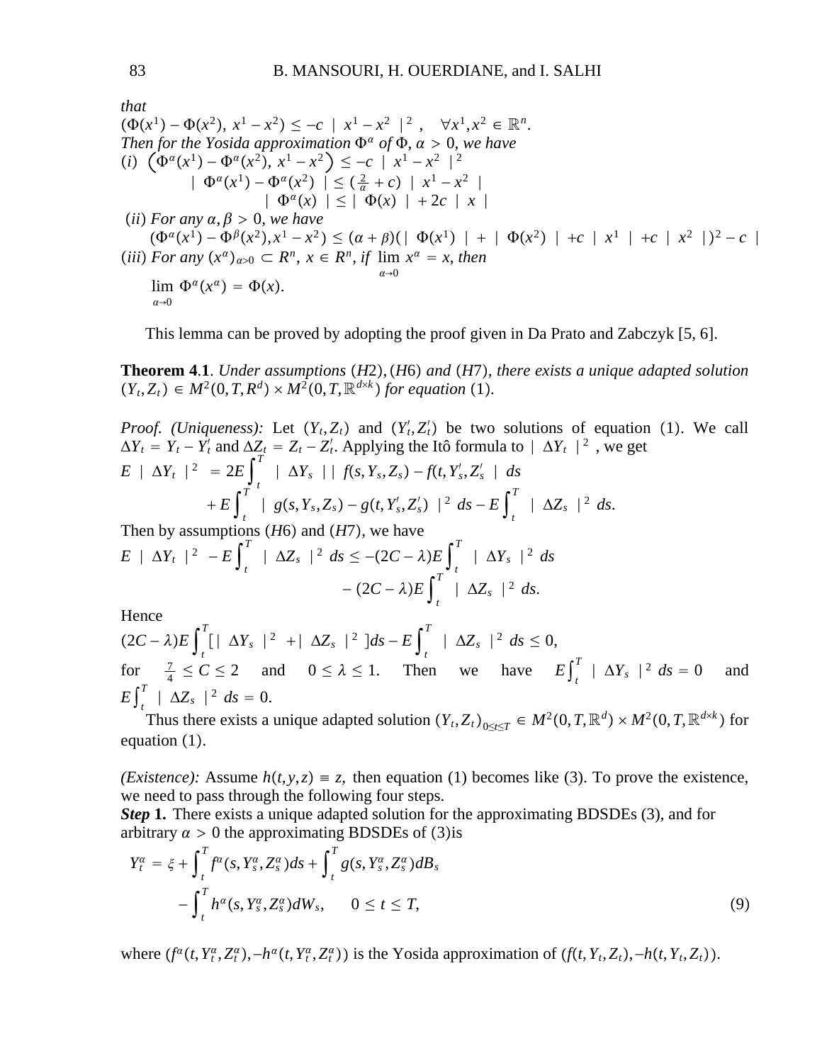*that*

$(\Phi(x^1) - \Phi(x^2),\ x^1 - x^2) \leq -c\ |\ x^1 - x^2\ |^2, \quad \forall x^1, x^2 \in \mathbb{R}^n.$

*Then for the Yosida approximation $\Phi^\alpha$ of $\Phi$, $\alpha > 0$, we have*

$(i)$ $\left(\Phi^\alpha(x^1) - \Phi^\alpha(x^2),\ x^1 - x^2\right) \leq -c\ |\ x^1 - x^2\ |^2$

$$|\ \Phi^\alpha(x^1) - \Phi^\alpha(x^2)\ | \leq \left(\tfrac{2}{\alpha} + c\right)\ |\ x^1 - x^2\ |$$

$$|\ \Phi^\alpha(x)\ | \leq |\ \Phi(x)\ | + 2c\ |\ x\ |$$

$(ii)$ *For any $\alpha, \beta > 0$, we have*

$$(\Phi^\alpha(x^1) - \Phi^\beta(x^2), x^1 - x^2) \leq (\alpha + \beta)(|\ \Phi(x^1)\ | + |\ \Phi(x^2)\ | + c\ |\ x^1\ | + c\ |\ x^2\ |)^2 - c\ |$$

$(iii)$ *For any $(x^\alpha)_{\alpha > 0} \subset R^n$, $x \in R^n$, if $\lim_{\alpha \to 0} x^\alpha = x$, then*

$$\lim_{\alpha \to 0} \Phi^\alpha(x^\alpha) = \Phi(x).$$

This lemma can be proved by adopting the proof given in Da Prato and Zabczyk [5, 6].

**Theorem 4.1**. *Under assumptions $(H2)$, $(H6)$ and $(H7)$, there exists a unique adapted solution $(Y_t, Z_t) \in M^2(0,T,R^d) \times M^2(0,T,\mathbb{R}^{d\times k})$ for equation (1).*

*Proof. (Uniqueness):* Let $(Y_t, Z_t)$ and $(Y'_t, Z'_t)$ be two solutions of equation (1). We call $\Delta Y_t = Y_t - Y'_t$ and $\Delta Z_t = Z_t - Z'_t$. Applying the Itô formula to $|\ \Delta Y_t\ |^2$, we get

$$E\ |\ \Delta Y_t\ |^2 = 2E\int_t^T |\ \Delta Y_s\ ||\ f(s,Y_s,Z_s) - f(t,Y'_s,Z'_s\ |\ ds$$
$$+ E\int_t^T |\ g(s,Y_s,Z_s) - g(t,Y'_s,Z'_s)\ |^2\ ds - E\int_t^T |\ \Delta Z_s\ |^2\ ds.$$

Then by assumptions $(H6)$ and $(H7)$, we have

$$E\ |\ \Delta Y_t\ |^2 - E\int_t^T |\ \Delta Z_s\ |^2\ ds \leq -(2C - \lambda)E\int_t^T |\ \Delta Y_s\ |^2\ ds$$
$$-(2C - \lambda)E\int_t^T |\ \Delta Z_s\ |^2\ ds.$$

Hence

$$(2C - \lambda)E\int_t^T [\,|\ \Delta Y_s\ |^2 + |\ \Delta Z_s\ |^2\,]ds - E\int_t^T |\ \Delta Z_s\ |^2\ ds \leq 0,$$

for $\frac{7}{4} \leq C \leq 2$ and $0 \leq \lambda \leq 1$. Then we have $E\int_t^T |\ \Delta Y_s\ |^2\ ds = 0$ and $E\int_t^T |\ \Delta Z_s\ |^2\ ds = 0$.

Thus there exists a unique adapted solution $(Y_t, Z_t)_{0\leq t\leq T} \in M^2(0,T,\mathbb{R}^d) \times M^2(0,T,\mathbb{R}^{d\times k})$ for equation (1).

*(Existence):* Assume $h(t,y,z) \equiv z$, then equation (1) becomes like (3). To prove the existence, we need to pass through the following four steps.

***Step* 1.** There exists a unique adapted solution for the approximating BDSDEs (3), and for arbitrary $\alpha > 0$ the approximating BDSDEs of (3)is

$$Y_t^\alpha = \xi + \int_t^T f^\alpha(s,Y_s^\alpha,Z_s^\alpha)ds + \int_t^T g(s,Y_s^\alpha,Z_s^\alpha)dB_s$$
$$-\int_t^T h^\alpha(s,Y_s^\alpha,Z_s^\alpha)dW_s, \qquad 0 \leq t \leq T, \tag{9}$$

where $(f^\alpha(t,Y_t^\alpha,Z_t^\alpha), -h^\alpha(t,Y_t^\alpha,Z_t^\alpha))$ is the Yosida approximation of $(f(t,Y_t,Z_t), -h(t,Y_t,Z_t))$.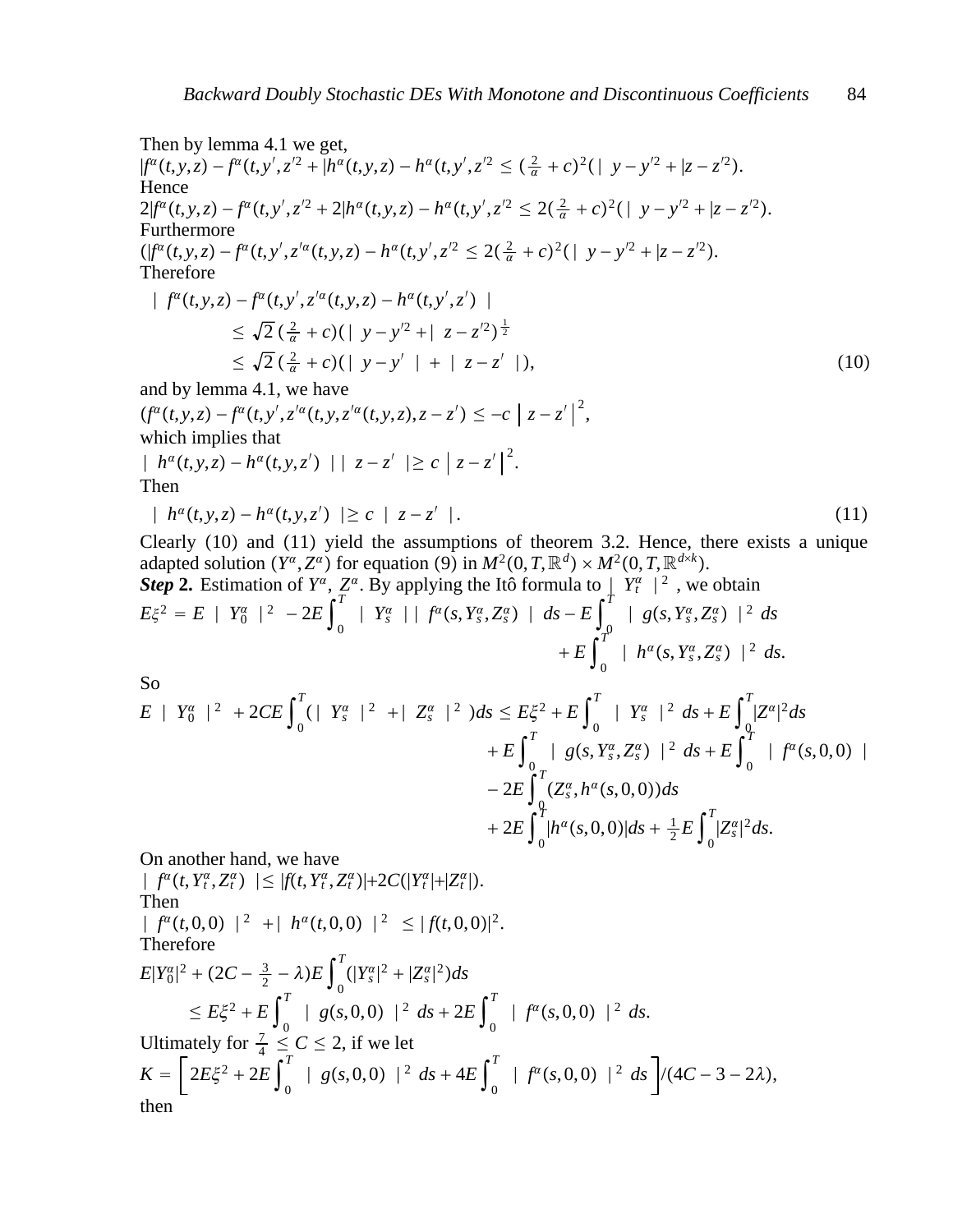Then by lemma 4.1 we get,

$|f^\alpha(t,y,z) - f^\alpha(t,y',z'^2 + |h^\alpha(t,y,z) - h^\alpha(t,y',z'^2 \leq (\frac{2}{\alpha} + c)^2(|\ y - y'^2 + |z - z'^2)$.

Hence

$2|f^\alpha(t,y,z) - f^\alpha(t,y',z'^2 + 2|h^\alpha(t,y,z) - h^\alpha(t,y',z'^2 \leq 2(\frac{2}{\alpha} + c)^2(|\ y - y'^2 + |z - z'^2)$.

Furthermore

$(|f^\alpha(t,y,z) - f^\alpha(t,y',z'^\alpha(t,y,z) - h^\alpha(t,y',z'^2 \leq 2(\frac{2}{\alpha} + c)^2(|\ y - y'^2 + |z - z'^2)$.

Therefore

$$
\begin{aligned}
&|\ f^\alpha(t,y,z) - f^\alpha(t,y',z'^\alpha(t,y,z) - h^\alpha(t,y',z')\ | \\
&\qquad \leq \sqrt{2}\,(\tfrac{2}{\alpha} + c)(|\ y - y'^2 + |\ z - z'^2)^{\frac{1}{2}} \\
&\qquad \leq \sqrt{2}\,(\tfrac{2}{\alpha} + c)(|\ y - y'\ | + |\ z - z'\ |),
\end{aligned} \tag{10}
$$

and by lemma 4.1, we have

$(f^\alpha(t,y,z) - f^\alpha(t,y',z'^\alpha(t,y,z'^\alpha(t,y,z),z - z') \leq -c\, \big|\, z - z' \big|^2$,

which implies that

$|\ h^\alpha(t,y,z) - h^\alpha(t,y,z')\ |\ |\ z - z'\ | \geq c\ \big|\ z - z' \big|^2$.

Then

$$
|\ h^\alpha(t,y,z) - h^\alpha(t,y,z')\ | \geq c\ |\ z - z'\ |. \tag{11}
$$

Clearly (10) and (11) yield the assumptions of theorem 3.2. Hence, there exists a unique adapted solution $(Y^\alpha, Z^\alpha)$ for equation (9) in $M^2(0,T,\mathbb{R}^d) \times M^2(0,T,\mathbb{R}^{d\times k})$.

***Step* 2.** Estimation of $Y^\alpha$, $Z^\alpha$. By applying the Itô formula to $|\ Y_t^\alpha\ |^2$, we obtain

$$
E\xi^2 = E\ |\ Y_0^\alpha\ |^2 - 2E\int_0^T |\ Y_s^\alpha\ |\ |\ f^\alpha(s,Y_s^\alpha,Z_s^\alpha)\ |\ ds - E\int_0^T |\ g(s,Y_s^\alpha,Z_s^\alpha)\ |^2\ ds + E\int_0^T |\ h^\alpha(s,Y_s^\alpha,Z_s^\alpha)\ |^2\ ds.
$$

So

$$
\begin{aligned}
E\ |\ Y_0^\alpha\ |^2 + 2CE\int_0^T(|\ Y_s^\alpha\ |^2 + |\ Z_s^\alpha\ |^2)ds &\leq E\xi^2 + E\int_0^T |\ Y_s^\alpha\ |^2\ ds + E\int_0^T |Z^\alpha|^2 ds \\
&+ E\int_0^T |\ g(s,Y_s^\alpha,Z_s^\alpha)\ |^2\ ds + E\int_0^T |\ f^\alpha(s,0,0)\ | \\
&- 2E\int_0^T (Z_s^\alpha, h^\alpha(s,0,0))ds \\
&+ 2E\int_0^T |h^\alpha(s,0,0)|ds + \tfrac{1}{2}E\int_0^T |Z_s^\alpha|^2 ds.
\end{aligned}
$$

On another hand, we have

$|\ f^\alpha(t,Y_t^\alpha,Z_t^\alpha)\ | \leq |f(t,Y_t^\alpha,Z_t^\alpha)| + 2C(|Y_t^\alpha| + |Z_t^\alpha|)$.

Then

$|\ f^\alpha(t,0,0)\ |^2 + |\ h^\alpha(t,0,0)\ |^2 \leq |\,f(t,0,0)|^2$.

Therefore

$$
\begin{aligned}
&E|Y_0^\alpha|^2 + (2C - \tfrac{3}{2} - \lambda)E\int_0^T (|Y_s^\alpha|^2 + |Z_s^\alpha|^2)ds \\
&\qquad \leq E\xi^2 + E\int_0^T |\ g(s,0,0)\ |^2\ ds + 2E\int_0^T |\ f^\alpha(s,0,0)\ |^2\ ds.
\end{aligned}
$$

Ultimately for $\frac{7}{4} \leq C \leq 2$, if we let

$$
K = \left[2E\xi^2 + 2E\int_0^T |\ g(s,0,0)\ |^2\ ds + 4E\int_0^T |\ f^\alpha(s,0,0)\ |^2\ ds\right]/(4C - 3 - 2\lambda),
$$

then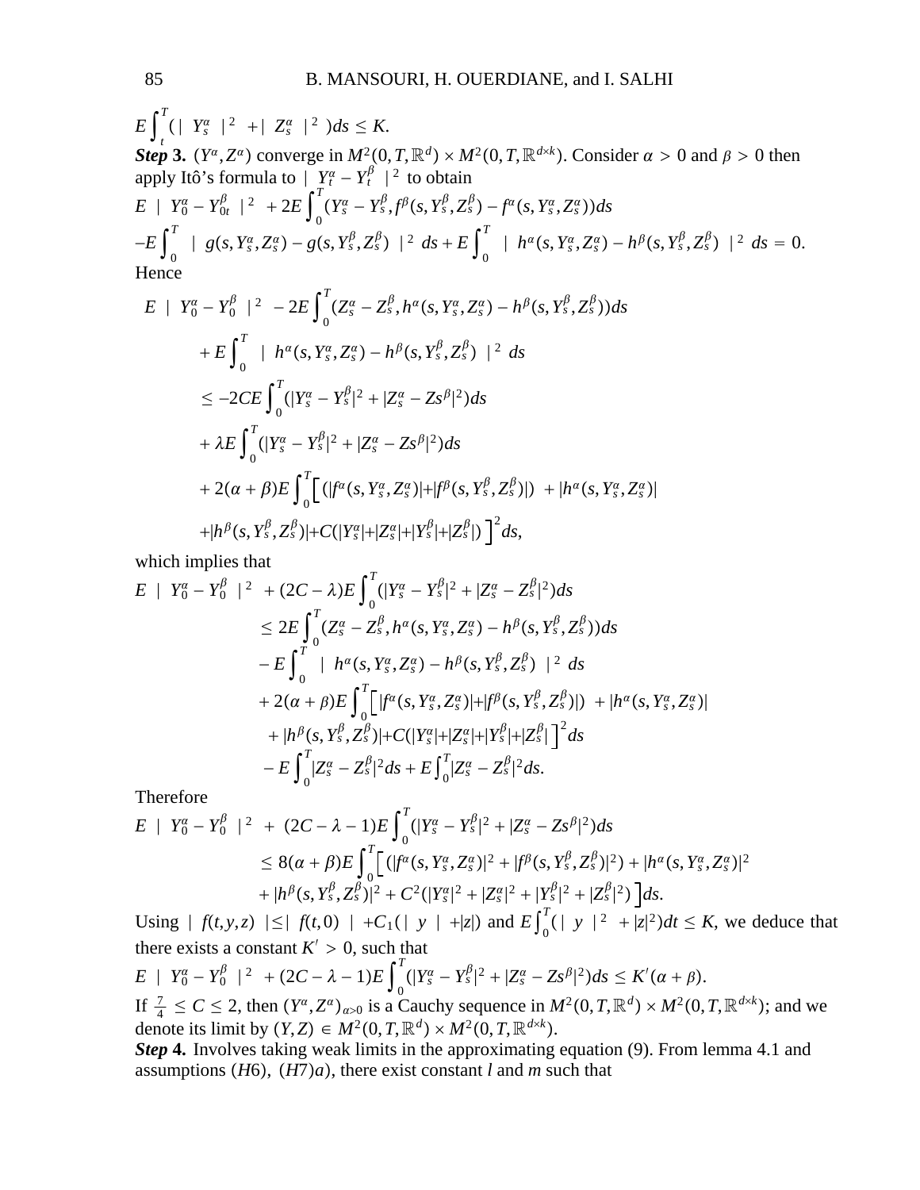$E\int_t^T(\mid Y_s^\alpha \mid^2 + \mid Z_s^\alpha \mid^2)ds \leq K.$

***Step* 3.** $(Y^\alpha, Z^\alpha)$ converge in $M^2(0,T,\mathbb{R}^d)\times M^2(0,T,\mathbb{R}^{d\times k})$. Consider $\alpha > 0$ and $\beta > 0$ then apply Itô's formula to $\mid Y_t^\alpha - Y_t^\beta \mid^2$ to obtain

$$E \mid Y_0^\alpha - Y_{0t}^\beta \mid^2 + 2E\int_0^T (Y_s^\alpha - Y_s^\beta, f^\beta(s,Y_s^\beta,Z_s^\beta) - f^\alpha(s,Y_s^\alpha,Z_s^\alpha))ds$$
$$-E\int_0^T \mid g(s,Y_s^\alpha,Z_s^\alpha) - g(s,Y_s^\beta,Z_s^\beta) \mid^2 ds + E\int_0^T \mid h^\alpha(s,Y_s^\alpha,Z_s^\alpha) - h^\beta(s,Y_s^\beta,Z_s^\beta) \mid^2 ds = 0.$$

Hence

$$\begin{aligned}
E \mid Y_0^\alpha - Y_0^\beta \mid^2 &- 2E\int_0^T (Z_s^\alpha - Z_s^\beta, h^\alpha(s,Y_s^\alpha,Z_s^\alpha) - h^\beta(s,Y_s^\beta,Z_s^\beta))ds \\
&+ E\int_0^T \mid h^\alpha(s,Y_s^\alpha,Z_s^\alpha) - h^\beta(s,Y_s^\beta,Z_s^\beta) \mid^2 ds \\
&\leq -2CE\int_0^T (|Y_s^\alpha - Y_s^\beta|^2 + |Z_s^\alpha - Zs^\beta|^2)ds \\
&+ \lambda E\int_0^T (|Y_s^\alpha - Y_s^\beta|^2 + |Z_s^\alpha - Zs^\beta|^2)ds \\
&+ 2(\alpha+\beta)E\int_0^T \Big[ (|f^\alpha(s,Y_s^\alpha,Z_s^\alpha)| + |f^\beta(s,Y_s^\beta,Z_s^\beta)|) + |h^\alpha(s,Y_s^\alpha,Z_s^\alpha)| \\
&+ |h^\beta(s,Y_s^\beta,Z_s^\beta)| + C(|Y_s^\alpha| + |Z_s^\alpha| + |Y_s^\beta| + |Z_s^\beta|) \Big]^2 ds,
\end{aligned}$$

which implies that

$$\begin{aligned}
E \mid Y_0^\alpha - Y_0^\beta \mid^2 &+ (2C-\lambda)E\int_0^T (|Y_s^\alpha - Y_s^\beta|^2 + |Z_s^\alpha - Z_s^\beta|^2)ds \\
&\leq 2E\int_0^T (Z_s^\alpha - Z_s^\beta, h^\alpha(s,Y_s^\alpha,Z_s^\alpha) - h^\beta(s,Y_s^\beta,Z_s^\beta))ds \\
&- E\int_0^T \mid h^\alpha(s,Y_s^\alpha,Z_s^\alpha) - h^\beta(s,Y_s^\beta,Z_s^\beta) \mid^2 ds \\
&+ 2(\alpha+\beta)E\int_0^T \Big[ |f^\alpha(s,Y_s^\alpha,Z_s^\alpha)| + |f^\beta(s,Y_s^\beta,Z_s^\beta)|) + |h^\alpha(s,Y_s^\alpha,Z_s^\alpha)| \\
&+ |h^\beta(s,Y_s^\beta,Z_s^\beta)| + C(|Y_s^\alpha| + |Z_s^\alpha| + |Y_s^\beta| + |Z_s^\beta| \Big]^2 ds \\
&- E\int_0^T |Z_s^\alpha - Z_s^\beta|^2 ds + E\int_0^T |Z_s^\alpha - Z_s^\beta|^2 ds.
\end{aligned}$$

Therefore

$$\begin{aligned}
E \mid Y_0^\alpha - Y_0^\beta \mid^2 &+ (2C-\lambda-1)E\int_0^T (|Y_s^\alpha - Y_s^\beta|^2 + |Z_s^\alpha - Zs^\beta|^2)ds \\
&\leq 8(\alpha+\beta)E\int_0^T \Big[ (|f^\alpha(s,Y_s^\alpha,Z_s^\alpha)|^2 + |f^\beta(s,Y_s^\beta,Z_s^\beta)|^2) + |h^\alpha(s,Y_s^\alpha,Z_s^\alpha)|^2 \\
&+ |h^\beta(s,Y_s^\beta,Z_s^\beta)|^2 + C^2(|Y_s^\alpha|^2 + |Z_s^\alpha|^2 + |Y_s^\beta|^2 + |Z_s^\beta|^2) \Big] ds.
\end{aligned}$$

Using $\mid f(t,y,z) \mid \leq \mid f(t,0) \mid + C_1(\mid y \mid + |z|)$ and $E\int_0^T(\mid y \mid^2 + |z|^2)dt \leq K$, we deduce that there exists a constant $K' > 0$, such that

$$E \mid Y_0^\alpha - Y_0^\beta \mid^2 + (2C-\lambda-1)E\int_0^T (|Y_s^\alpha - Y_s^\beta|^2 + |Z_s^\alpha - Zs^\beta|^2)ds \leq K'(\alpha+\beta).$$

If $\frac{7}{4} \leq C \leq 2$, then $(Y^\alpha, Z^\alpha)_{\alpha>0}$ is a Cauchy sequence in $M^2(0,T,\mathbb{R}^d)\times M^2(0,T,\mathbb{R}^{d\times k})$; and we denote its limit by $(Y,Z) \in M^2(0,T,\mathbb{R}^d)\times M^2(0,T,\mathbb{R}^{d\times k})$.

***Step* 4.** Involves taking weak limits in the approximating equation (9). From lemma 4.1 and assumptions $(H6)$, $(H7)a)$, there exist constant $l$ and $m$ such that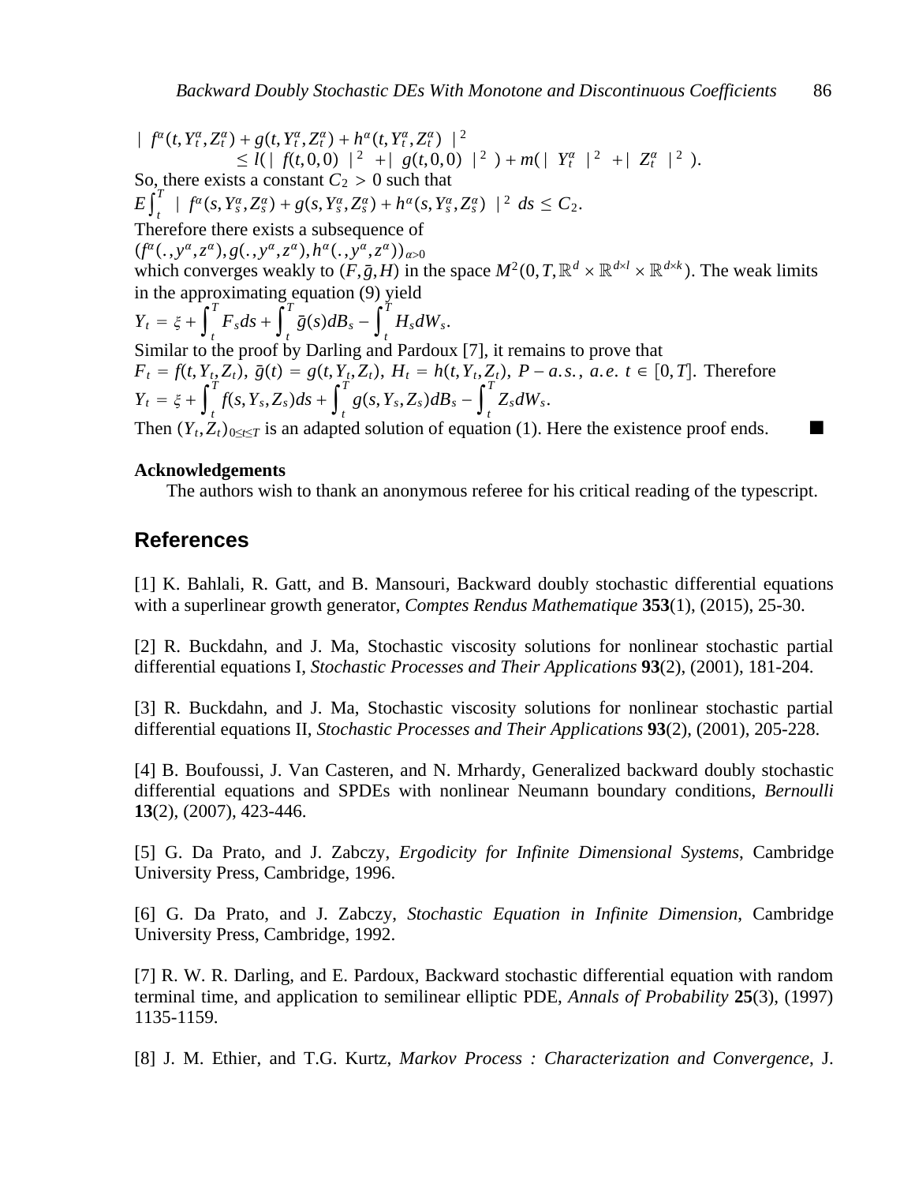$$|f^{\alpha}(t,Y_t^{\alpha},Z_t^{\alpha}) + g(t,Y_t^{\alpha},Z_t^{\alpha}) + h^{\alpha}(t,Y_t^{\alpha},Z_t^{\alpha})|^2$$
$$\leq l(|f(t,0,0)|^2 + |g(t,0,0)|^2) + m(|Y_t^{\alpha}|^2 + |Z_t^{\alpha}|^2).$$

So, there exists a constant $C_2 > 0$ such that

$$E\int_t^T |f^{\alpha}(s,Y_s^{\alpha},Z_s^{\alpha}) + g(s,Y_s^{\alpha},Z_s^{\alpha}) + h^{\alpha}(s,Y_s^{\alpha},Z_s^{\alpha})|^2 ds \leq C_2.$$

Therefore there exists a subsequence of

$(f^{\alpha}(.,y^{\alpha},z^{\alpha}), g(.,y^{\alpha},z^{\alpha}), h^{\alpha}(.,y^{\alpha},z^{\alpha}))_{\alpha>0}$

which converges weakly to $(F,\bar{g},H)$ in the space $M^2(0,T,\mathbb{R}^d \times \mathbb{R}^{d\times l} \times \mathbb{R}^{d\times k})$. The weak limits in the approximating equation (9) yield

$$Y_t = \xi + \int_t^T F_s ds + \int_t^T \bar{g}(s) dB_s - \int_t^T H_s dW_s.$$

Similar to the proof by Darling and Pardoux [7], it remains to prove that

$F_t = f(t,Y_t,Z_t)$, $\bar{g}(t) = g(t,Y_t,Z_t)$, $H_t = h(t,Y_t,Z_t)$, $P-a.s.$, $a.e.\ t \in [0,T]$. Therefore

$$Y_t = \xi + \int_t^T f(s,Y_s,Z_s) ds + \int_t^T g(s,Y_s,Z_s) dB_s - \int_t^T Z_s dW_s.$$

Then $(Y_t,Z_t)_{0\leq t\leq T}$ is an adapted solution of equation (1). Here the existence proof ends. ■

**Acknowledgements**

The authors wish to thank an anonymous referee for his critical reading of the typescript.

## References

[1] K. Bahlali, R. Gatt, and B. Mansouri, Backward doubly stochastic differential equations with a superlinear growth generator, *Comptes Rendus Mathematique* **353**(1), (2015), 25-30.

[2] R. Buckdahn, and J. Ma, Stochastic viscosity solutions for nonlinear stochastic partial differential equations I, *Stochastic Processes and Their Applications* **93**(2), (2001), 181-204.

[3] R. Buckdahn, and J. Ma, Stochastic viscosity solutions for nonlinear stochastic partial differential equations II, *Stochastic Processes and Their Applications* **93**(2), (2001), 205-228.

[4] B. Boufoussi, J. Van Casteren, and N. Mrhardy, Generalized backward doubly stochastic differential equations and SPDEs with nonlinear Neumann boundary conditions, *Bernoulli* **13**(2), (2007), 423-446.

[5] G. Da Prato, and J. Zabczy, *Ergodicity for Infinite Dimensional Systems*, Cambridge University Press, Cambridge, 1996.

[6] G. Da Prato, and J. Zabczy, *Stochastic Equation in Infinite Dimension*, Cambridge University Press, Cambridge, 1992.

[7] R. W. R. Darling, and E. Pardoux, Backward stochastic differential equation with random terminal time, and application to semilinear elliptic PDE, *Annals of Probability* **25**(3), (1997) 1135-1159.

[8] J. M. Ethier, and T.G. Kurtz, *Markov Process : Characterization and Convergence*, J.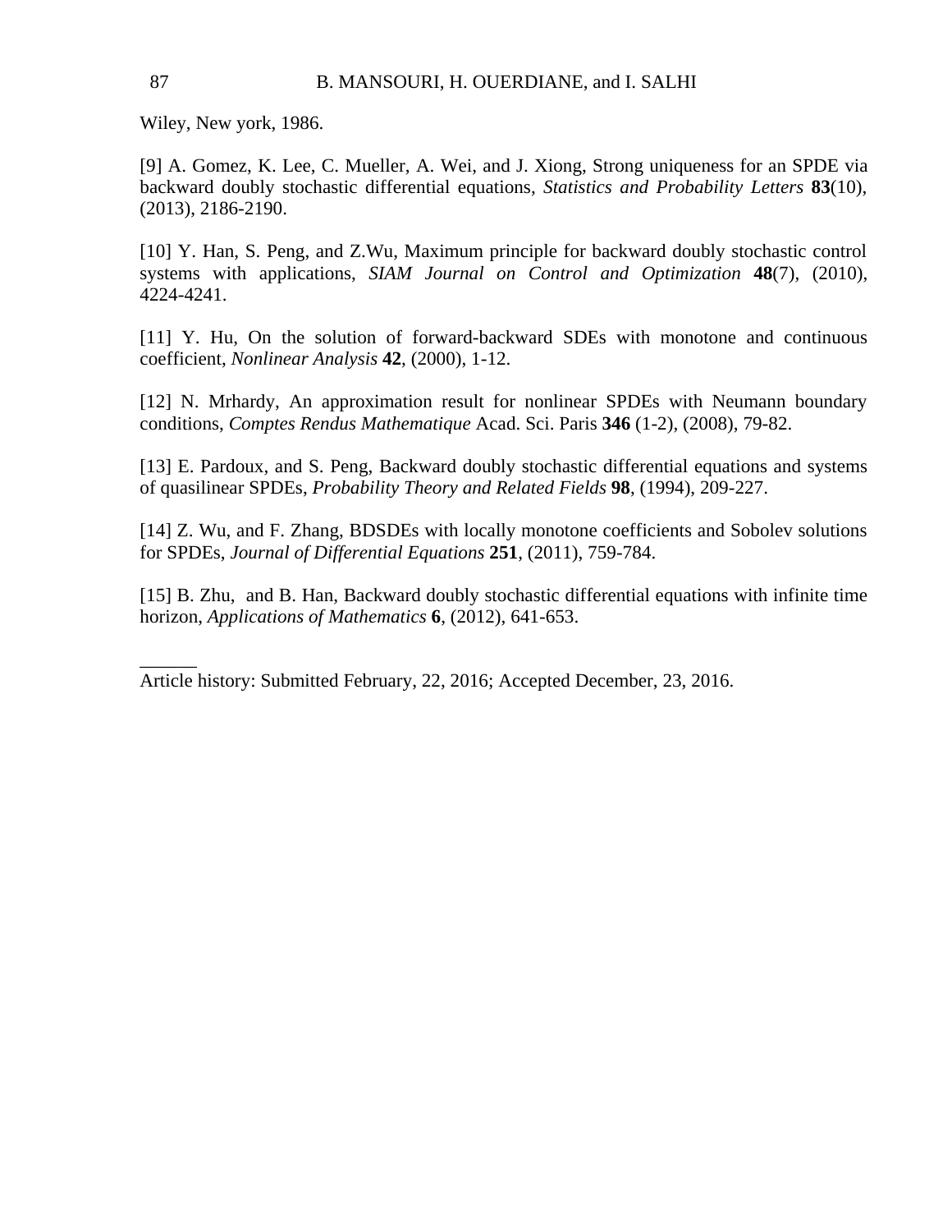Wiley, New york, 1986.

[9] A. Gomez, K. Lee, C. Mueller, A. Wei, and J. Xiong, Strong uniqueness for an SPDE via backward doubly stochastic differential equations, *Statistics and Probability Letters* **83**(10), (2013), 2186-2190.

[10] Y. Han, S. Peng, and Z.Wu, Maximum principle for backward doubly stochastic control systems with applications, *SIAM Journal on Control and Optimization* **48**(7), (2010), 4224-4241.

[11] Y. Hu, On the solution of forward-backward SDEs with monotone and continuous coefficient, *Nonlinear Analysis* **42**, (2000), 1-12.

[12] N. Mrhardy, An approximation result for nonlinear SPDEs with Neumann boundary conditions, *Comptes Rendus Mathematique* Acad. Sci. Paris **346** (1-2), (2008), 79-82.

[13] E. Pardoux, and S. Peng, Backward doubly stochastic differential equations and systems of quasilinear SPDEs, *Probability Theory and Related Fields* **98**, (1994), 209-227.

[14] Z. Wu, and F. Zhang, BDSDEs with locally monotone coefficients and Sobolev solutions for SPDEs, *Journal of Differential Equations* **251**, (2011), 759-784.

[15] B. Zhu, and B. Han, Backward doubly stochastic differential equations with infinite time horizon, *Applications of Mathematics* **6**, (2012), 641-653.

______

Article history: Submitted February, 22, 2016; Accepted December, 23, 2016.